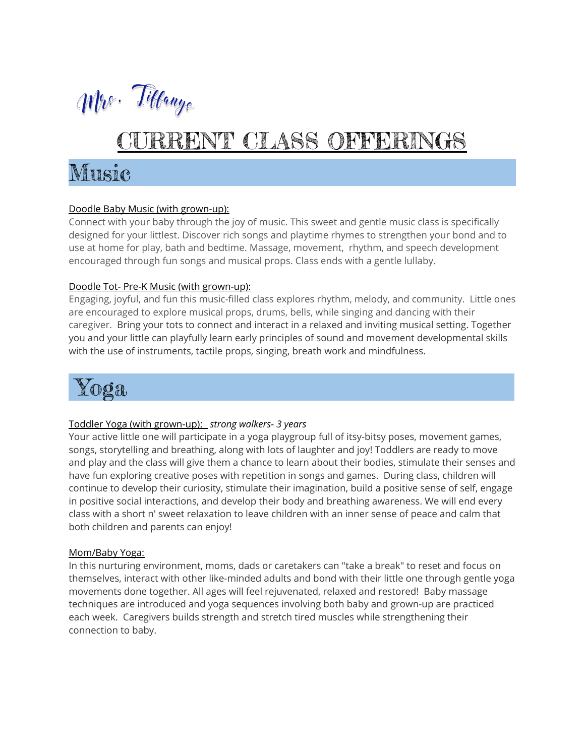Mrs. Tiffany's

# CURRENT CLASS OFFERINGS

## Music

Doodle Baby Music (with grown-up):

Connect with your baby through the joy of music. This sweet and gentle music class is specifically designed for your littlest. Discover rich songs and playtime rhymes to strengthen your bond and to use at home for play, bath and bedtime. Massage, movement, rhythm, and speech development encouraged through fun songs and musical props. Class ends with a gentle lullaby.

Doodle Tot- Pre-K Music (with grown-up):

Engaging, joyful, and fun this music-filled class explores rhythm, melody, and community. Little ones are encouraged to explore musical props, drums, bells, while singing and dancing with their caregiver. Bring your tots to connect and interact in a relaxed and inviting musical setting. Together you and your little can playfully learn early principles of sound and movement developmental skills with the use of instruments, tactile props, singing, breath work and mindfulness.

## Yoga

Toddler Yoga (with grown-up): *strong walkers- 3 years*

Your active little one will participate in a yoga playgroup full of itsy-bitsy poses, movement games, songs, storytelling and breathing, along with lots of laughter and joy! Toddlers are ready to move and play and the class will give them a chance to learn about their bodies, stimulate their senses and have fun exploring creative poses with repetition in songs and games. During class, children will continue to develop their curiosity, stimulate their imagination, build a positive sense of self, engage in positive social interactions, and develop their body and breathing awareness. We will end every class with a short n' sweet relaxation to leave children with an inner sense of peace and calm that both children and parents can enjoy!

Mom/Baby Yoga:

In this nurturing environment, moms, dads or caretakers can "take a break" to reset and focus on themselves, interact with other like-minded adults and bond with their little one through gentle yoga movements done together. All ages will feel rejuvenated, relaxed and restored! Baby massage techniques are introduced and yoga sequences involving both baby and grown-up are practiced each week. Caregivers builds strength and stretch tired muscles while strengthening their connection to baby.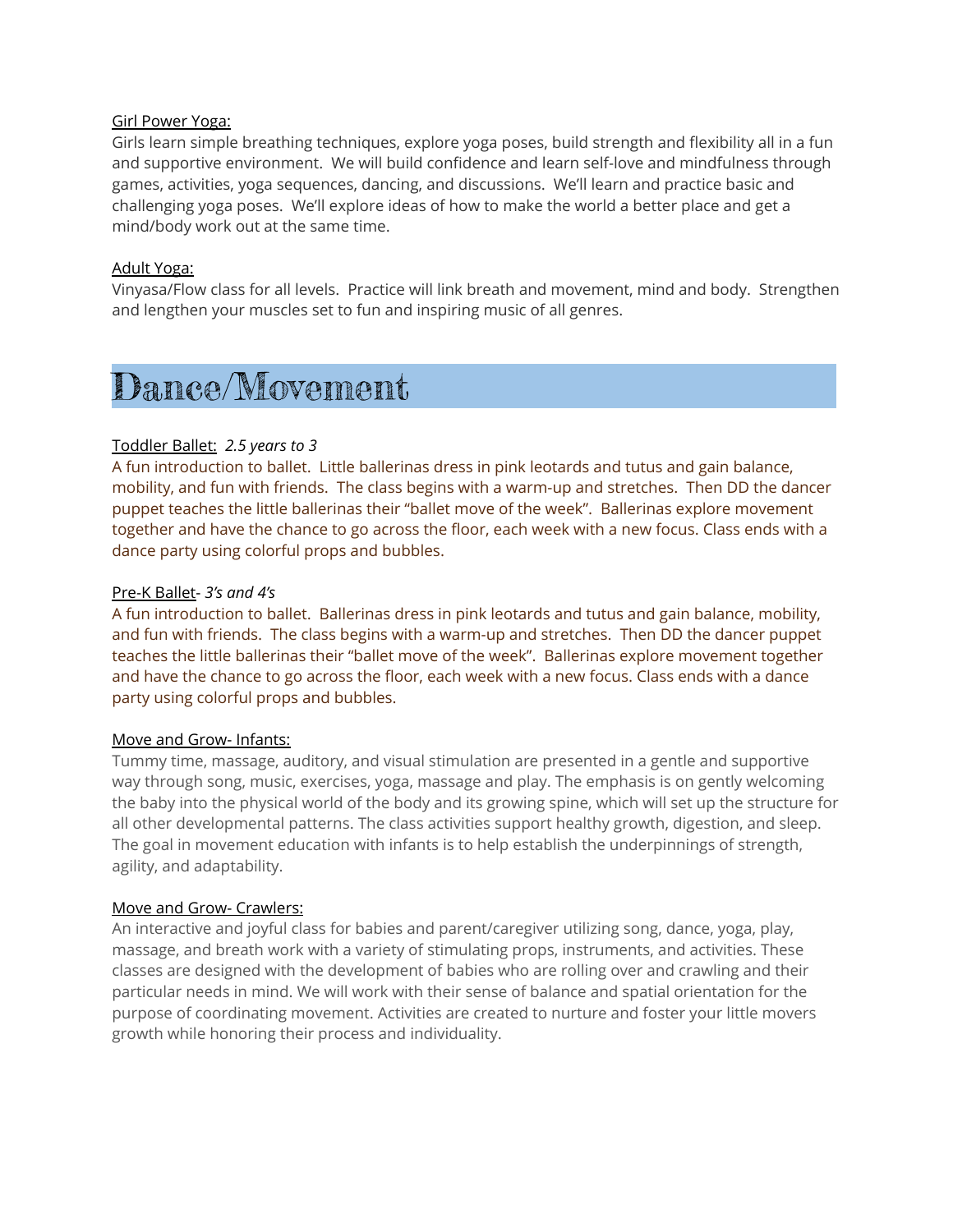Girl Power Yoga:

Girls learn simple breathing techniques, explore yoga poses, build strength and flexibility all in a fun and supportive environment. We will build confidence and learn self-love and mindfulness through games, activities, yoga sequences, dancing, and discussions. We'll learn and practice basic and challenging yoga poses. We'll explore ideas of how to make the world a better place and get a mind/body work out at the same time.

Adult Yoga:

Vinyasa/Flow class for all levels. Practice will link breath and movement, mind and body. Strengthen and lengthen your muscles set to fun and inspiring music of all genres.

# Dance/Movement

Toddler Ballet: *2.5 years to 3*

A fun introduction to ballet. Little ballerinas dress in pink leotards and tutus and gain balance, mobility, and fun with friends. The class begins with a warm-up and stretches. Then DD the dancer puppet teaches the little ballerinas their "ballet move of the week". Ballerinas explore movement together and have the chance to go across the floor, each week with a new focus. Class ends with a dance party using colorful props and bubbles.

Pre-K Ballet- *3's and 4's*

A fun introduction to ballet. Ballerinas dress in pink leotards and tutus and gain balance, mobility, and fun with friends. The class begins with a warm-up and stretches. Then DD the dancer puppet teaches the little ballerinas their "ballet move of the week". Ballerinas explore movement together and have the chance to go across the floor, each week with a new focus. Class ends with a dance party using colorful props and bubbles.

Move and Grow- Infants:

Tummy time, massage, auditory, and visual stimulation are presented in a gentle and supportive way through song, music, exercises, yoga, massage and play. The emphasis is on gently welcoming the baby into the physical world of the body and its growing spine, which will set up the structure for all other developmental patterns. The class activities support healthy growth, digestion, and sleep. The goal in movement education with infants is to help establish the underpinnings of strength, agility, and adaptability.

Move and Grow- Crawlers:

An interactive and joyful class for babies and parent/caregiver utilizing song, dance, yoga, play, massage, and breath work with a variety of stimulating props, instruments, and activities. These classes are designed with the development of babies who are rolling over and crawling and their particular needs in mind. We will work with their sense of balance and spatial orientation for the purpose of coordinating movement. Activities are created to nurture and foster your little movers growth while honoring their process and individuality.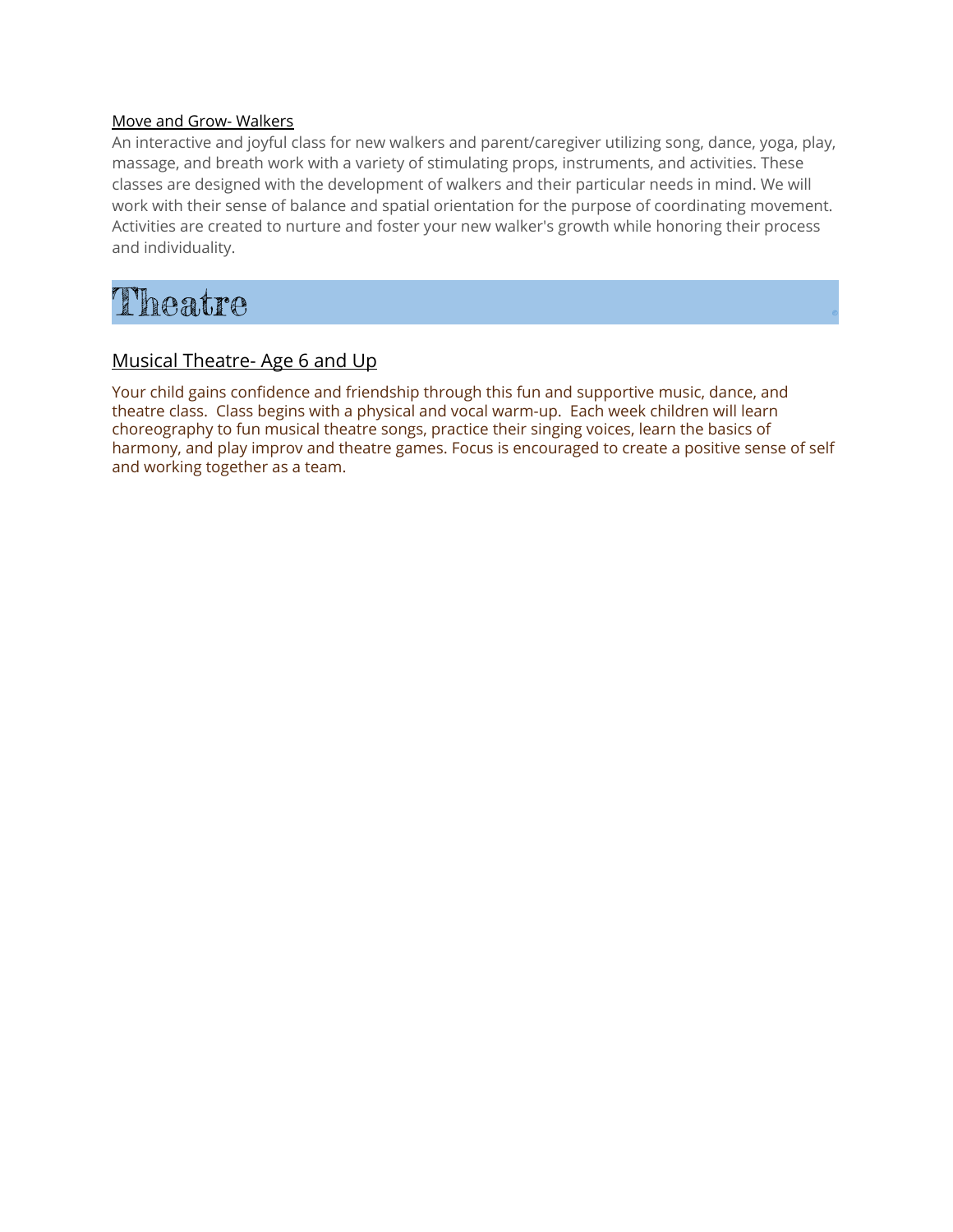### Move and Grow- Walkers

An interactive and joyful class for new walkers and parent/caregiver utilizing song, dance, yoga, play, massage, and breath work with a variety of stimulating props, instruments, and activities. These classes are designed with the development of walkers and their particular needs in mind. We will work with their sense of balance and spatial orientation for the purpose of coordinating movement. Activities are created to nurture and foster your new walker's growth while honoring their process and individuality.

# Theatre

## Musical Theatre- Age 6 and Up

Your child gains confidence and friendship through this fun and supportive music, dance, and theatre class. Class begins with a physical and vocal warm-up. Each week children will learn choreography to fun musical theatre songs, practice their singing voices, learn the basics of harmony, and play improv and theatre games. Focus is encouraged to create a positive sense of self and working together as a team.